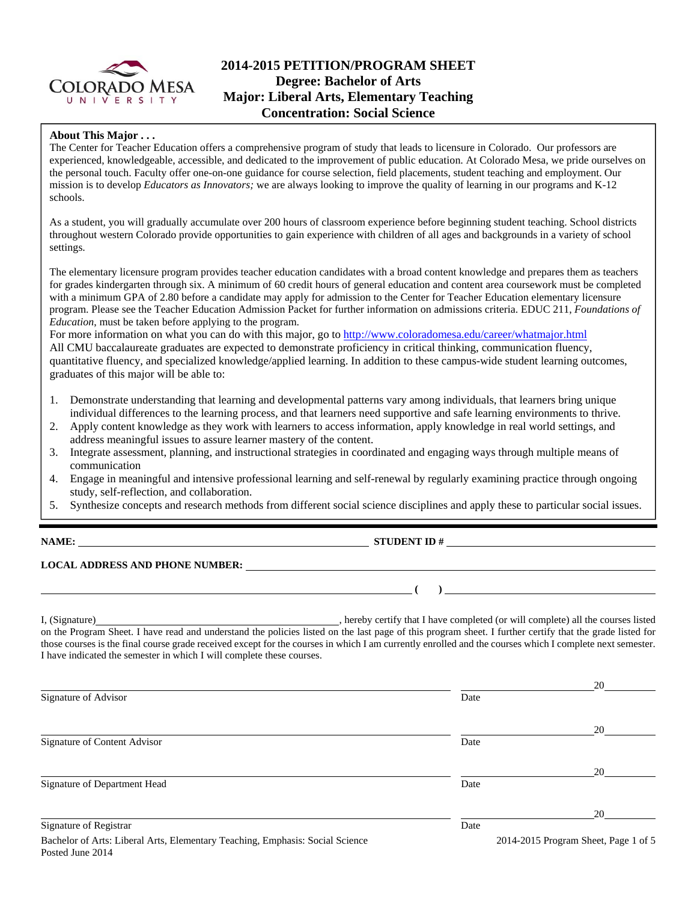# 2014-2015 PETITION/PROGRAM SHEET
## Degree: Bachelor of Arts
## Major: Liberal Arts, Elementary Teaching
## Concentration: Social Science

**About This Major . . .**

The Center for Teacher Education offers a comprehensive program of study that leads to licensure in Colorado. Our professors are experienced, knowledgeable, accessible, and dedicated to the improvement of public education. At Colorado Mesa, we pride ourselves on the personal touch. Faculty offer one-on-one guidance for course selection, field placements, student teaching and employment. Our mission is to develop *Educators as Innovators;* we are always looking to improve the quality of learning in our programs and K-12 schools.

As a student, you will gradually accumulate over 200 hours of classroom experience before beginning student teaching. School districts throughout western Colorado provide opportunities to gain experience with children of all ages and backgrounds in a variety of school settings.

The elementary licensure program provides teacher education candidates with a broad content knowledge and prepares them as teachers for grades kindergarten through six. A minimum of 60 credit hours of general education and content area coursework must be completed with a minimum GPA of 2.80 before a candidate may apply for admission to the Center for Teacher Education elementary licensure program. Please see the Teacher Education Admission Packet for further information on admissions criteria. EDUC 211, *Foundations of Education*, must be taken before applying to the program.

For more information on what you can do with this major, go to http://www.coloradomesa.edu/career/whatmajor.html

All CMU baccalaureate graduates are expected to demonstrate proficiency in critical thinking, communication fluency, quantitative fluency, and specialized knowledge/applied learning. In addition to these campus-wide student learning outcomes, graduates of this major will be able to:

1. Demonstrate understanding that learning and developmental patterns vary among individuals, that learners bring unique individual differences to the learning process, and that learners need supportive and safe learning environments to thrive.
2. Apply content knowledge as they work with learners to access information, apply knowledge in real world settings, and address meaningful issues to assure learner mastery of the content.
3. Integrate assessment, planning, and instructional strategies in coordinated and engaging ways through multiple means of communication
4. Engage in meaningful and intensive professional learning and self-renewal by regularly examining practice through ongoing study, self-reflection, and collaboration.
5. Synthesize concepts and research methods from different social science disciplines and apply these to particular social issues.

---

**NAME:** ______________________ **STUDENT ID #** ______________________

**LOCAL ADDRESS AND PHONE NUMBER:** ______________________

______________________ **( )** ______________________

I, (Signature)______________________, hereby certify that I have completed (or will complete) all the courses listed on the Program Sheet. I have read and understand the policies listed on the last page of this program sheet. I further certify that the grade listed for those courses is the final course grade received except for the courses in which I am currently enrolled and the courses which I complete next semester. I have indicated the semester in which I will complete these courses.

______________________ ______________ 20____
Signature of Advisor Date

______________________ ______________ 20____
Signature of Content Advisor Date

______________________ ______________ 20____
Signature of Department Head Date

______________________ ______________ 20____
Signature of Registrar Date

Bachelor of Arts: Liberal Arts, Elementary Teaching, Emphasis: Social Science
Posted June 2014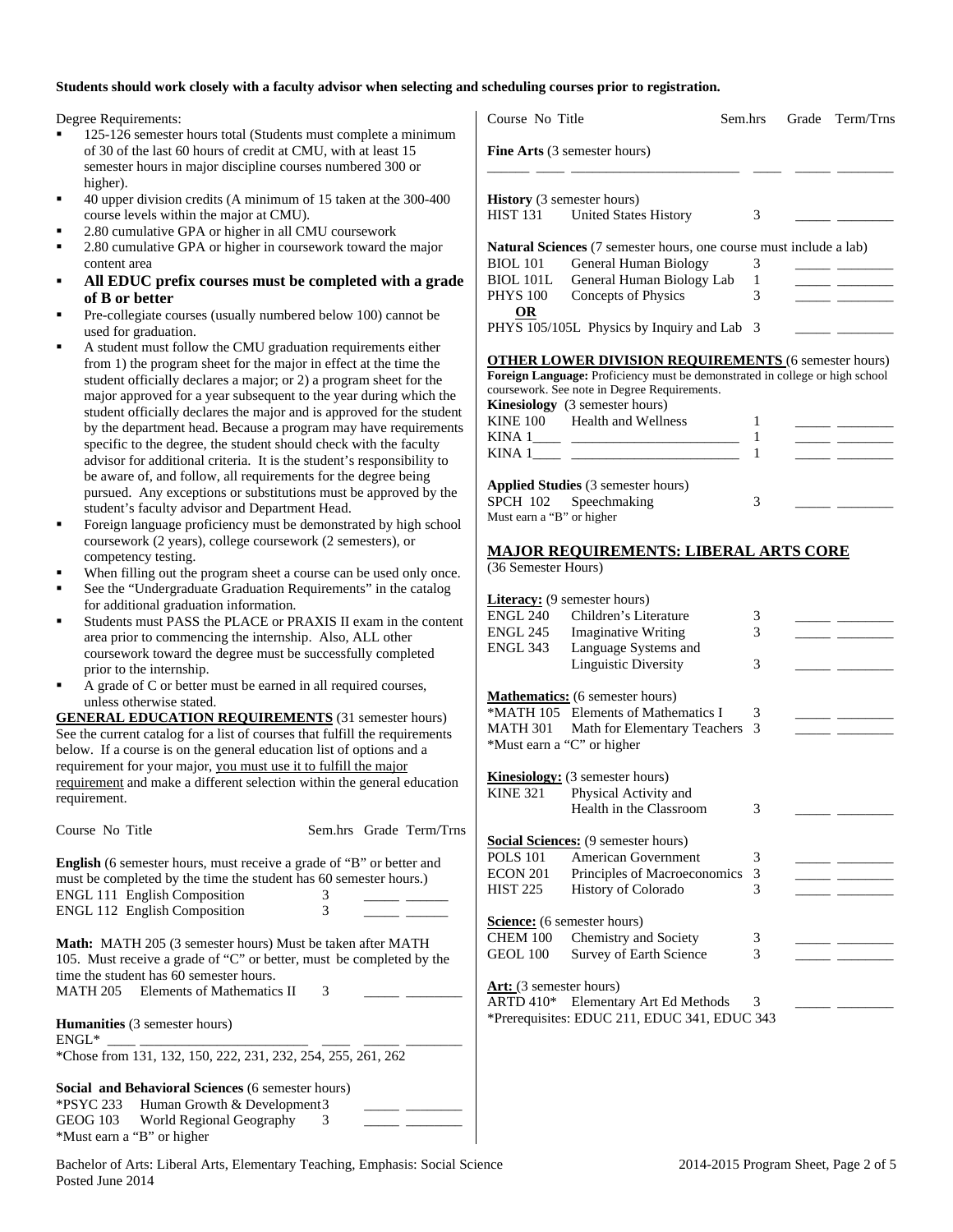**Students should work closely with a faculty advisor when selecting and scheduling courses prior to registration.**

Degree Requirements:

- 125-126 semester hours total (Students must complete a minimum of 30 of the last 60 hours of credit at CMU, with at least 15 semester hours in major discipline courses numbered 300 or higher).
- 40 upper division credits (A minimum of 15 taken at the 300-400 course levels within the major at CMU).
- 2.80 cumulative GPA or higher in all CMU coursework
- 2.80 cumulative GPA or higher in coursework toward the major content area
- **All EDUC prefix courses must be completed with a grade of B or better**
- Pre-collegiate courses (usually numbered below 100) cannot be used for graduation.
- A student must follow the CMU graduation requirements either from 1) the program sheet for the major in effect at the time the student officially declares a major; or 2) a program sheet for the major approved for a year subsequent to the year during which the student officially declares the major and is approved for the student by the department head. Because a program may have requirements specific to the degree, the student should check with the faculty advisor for additional criteria. It is the student's responsibility to be aware of, and follow, all requirements for the degree being pursued. Any exceptions or substitutions must be approved by the student's faculty advisor and Department Head.
- Foreign language proficiency must be demonstrated by high school coursework (2 years), college coursework (2 semesters), or competency testing.
- When filling out the program sheet a course can be used only once.
- See the "Undergraduate Graduation Requirements" in the catalog for additional graduation information.
- Students must PASS the PLACE or PRAXIS II exam in the content area prior to commencing the internship. Also, ALL other coursework toward the degree must be successfully completed prior to the internship.
- A grade of C or better must be earned in all required courses, unless otherwise stated.

**GENERAL EDUCATION REQUIREMENTS** (31 semester hours)
See the current catalog for a list of courses that fulfill the requirements below. If a course is on the general education list of options and a requirement for your major, you must use it to fulfill the major requirement and make a different selection within the general education requirement.

| Course No | Title | Sem.hrs | Grade | Term/Trns |
|---|---|---|---|---|
| **English** (6 semester hours, must receive a grade of "B" or better and must be completed by the time the student has 60 semester hours.) | | | | |
| ENGL 111 | English Composition | 3 | | |
| ENGL 112 | English Composition | 3 | | |
| **Math:** MATH 205 (3 semester hours) Must be taken after MATH 105. Must receive a grade of "C" or better, must be completed by the time the student has 60 semester hours. | | | | |
| MATH 205 | Elements of Mathematics II | 3 | | |
| **Humanities** (3 semester hours) | | | | |
| ENGL* ____ | | | | |
| *Chose from 131, 132, 150, 222, 231, 232, 254, 255, 261, 262 | | | | |
| **Social and Behavioral Sciences** (6 semester hours) | | | | |
| *PSYC 233 | Human Growth & Development | 3 | | |
| GEOG 103 | World Regional Geography | 3 | | |
| *Must earn a "B" or higher | | | | |
| **Fine Arts** (3 semester hours) | | | | |
| | | | | |
| **History** (3 semester hours) | | | | |
| HIST 131 | United States History | 3 | | |
| **Natural Sciences** (7 semester hours, one course must include a lab) | | | | |
| BIOL 101 | General Human Biology | 3 | | |
| BIOL 101L | General Human Biology Lab | 1 | | |
| PHYS 100 | Concepts of Physics | 3 | | |
| **OR** | | | | |
| PHYS 105/105L | Physics by Inquiry and Lab | 3 | | |

**OTHER LOWER DIVISION REQUIREMENTS** (6 semester hours)
**Foreign Language:** Proficiency must be demonstrated in college or high school coursework. See note in Degree Requirements.

| Course No | Title | Sem.hrs | Grade | Term/Trns |
|---|---|---|---|---|
| **Kinesiology** (3 semester hours) | | | | |
| KINE 100 | Health and Wellness | 1 | | |
| KINA 1____ | | 1 | | |
| KINA 1____ | | 1 | | |
| **Applied Studies** (3 semester hours) | | | | |
| SPCH 102 | Speechmaking | 3 | | |
| Must earn a "B" or higher | | | | |

**MAJOR REQUIREMENTS: LIBERAL ARTS CORE**
(36 Semester Hours)

| Course No | Title | Sem.hrs | Grade | Term/Trns |
|---|---|---|---|---|
| **Literacy:** (9 semester hours) | | | | |
| ENGL 240 | Children's Literature | 3 | | |
| ENGL 245 | Imaginative Writing | 3 | | |
| ENGL 343 | Language Systems and Linguistic Diversity | 3 | | |
| **Mathematics:** (6 semester hours) | | | | |
| *MATH 105 | Elements of Mathematics I | 3 | | |
| MATH 301 | Math for Elementary Teachers | 3 | | |
| *Must earn a "C" or higher | | | | |
| **Kinesiology:** (3 semester hours) | | | | |
| KINE 321 | Physical Activity and Health in the Classroom | 3 | | |
| **Social Sciences:** (9 semester hours) | | | | |
| POLS 101 | American Government | 3 | | |
| ECON 201 | Principles of Macroeconomics | 3 | | |
| HIST 225 | History of Colorado | 3 | | |
| **Science:** (6 semester hours) | | | | |
| CHEM 100 | Chemistry and Society | 3 | | |
| GEOL 100 | Survey of Earth Science | 3 | | |
| **Art:** (3 semester hours) | | | | |
| ARTD 410* | Elementary Art Ed Methods | 3 | | |
| *Prerequisites: EDUC 211, EDUC 341, EDUC 343 | | | | |

Bachelor of Arts: Liberal Arts, Elementary Teaching, Emphasis: Social Science
Posted June 2014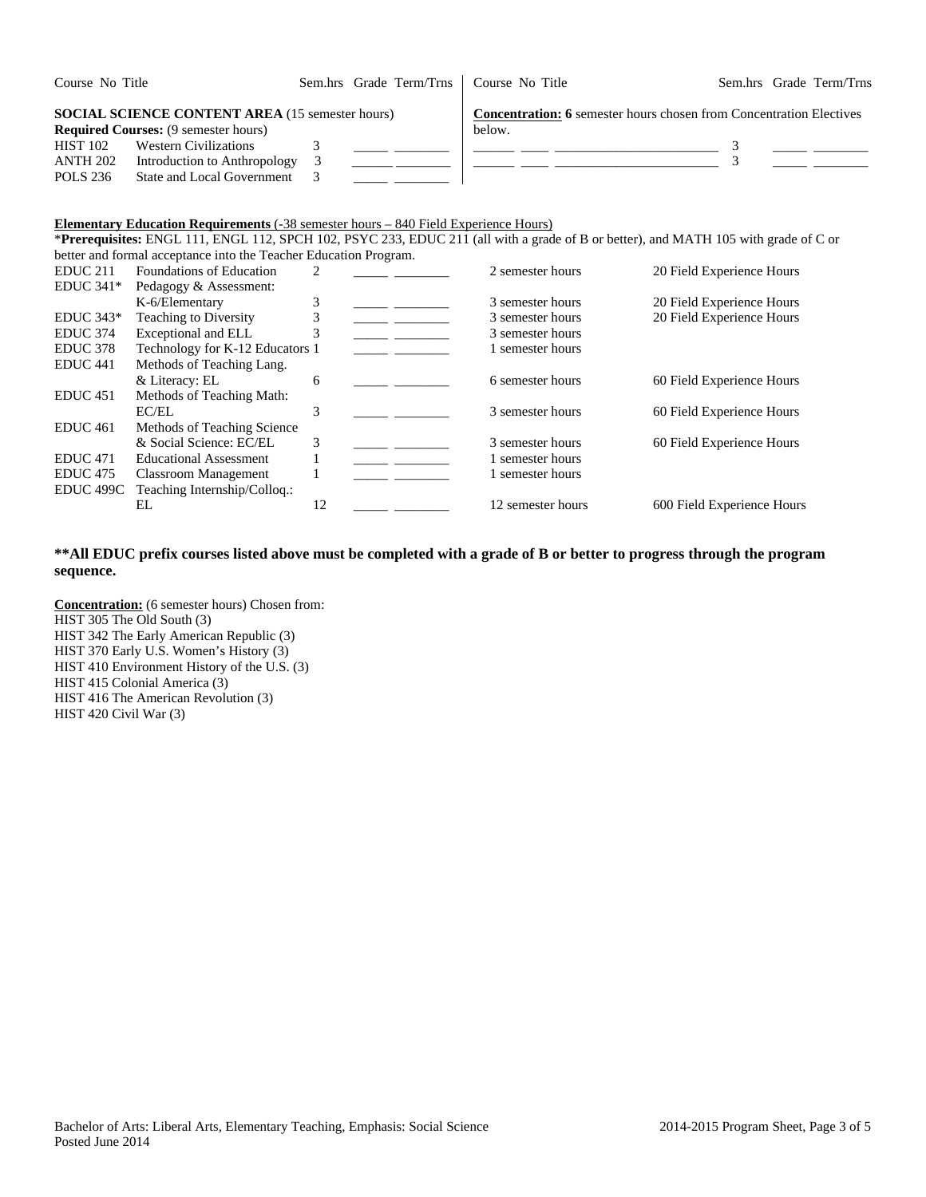| Course No | Title | Sem.hrs | Grade | Term/Trns |
|---|---|---|---|---|

**SOCIAL SCIENCE CONTENT AREA** (15 semester hours)
**Required Courses:** (9 semester hours)

| Course No | Title | Sem.hrs | Grade | Term/Trns |
|---|---|---|---|---|
| HIST 102 | Western Civilizations | 3 | _____ | ________ |
| ANTH 202 | Introduction to Anthropology | 3 | _____ | ________ |
| POLS 236 | State and Local Government | 3 | _____ | ________ |

**Concentration: 6** semester hours chosen from Concentration Electives below.

| Course No | Title | Sem.hrs | Grade | Term/Trns |
|---|---|---|---|---|
| ______ ____ | ________________________ | 3 | _____ | ________ |
| ______ ____ | ________________________ | 3 | _____ | ________ |

**Elementary Education Requirements** (-38 semester hours – 840 Field Experience Hours)
\***Prerequisites:** ENGL 111, ENGL 112, SPCH 102, PSYC 233, EDUC 211 (all with a grade of B or better), and MATH 105 with grade of C or better and formal acceptance into the Teacher Education Program.

| Course No | Title | Sem.hrs | Grade | Term/Trns | | |
|---|---|---|---|---|---|---|
| EDUC 211 | Foundations of Education | 2 | _____ | ________ | 2 semester hours | 20 Field Experience Hours |
| EDUC 341* | Pedagogy & Assessment: K-6/Elementary | 3 | _____ | ________ | 3 semester hours | 20 Field Experience Hours |
| EDUC 343* | Teaching to Diversity | 3 | _____ | ________ | 3 semester hours | 20 Field Experience Hours |
| EDUC 374 | Exceptional and ELL | 3 | _____ | ________ | 3 semester hours | |
| EDUC 378 | Technology for K-12 Educators | 1 | _____ | ________ | 1 semester hours | |
| EDUC 441 | Methods of Teaching Lang. & Literacy: EL | 6 | _____ | ________ | 6 semester hours | 60 Field Experience Hours |
| EDUC 451 | Methods of Teaching Math: EC/EL | 3 | _____ | ________ | 3 semester hours | 60 Field Experience Hours |
| EDUC 461 | Methods of Teaching Science & Social Science: EC/EL | 3 | _____ | ________ | 3 semester hours | 60 Field Experience Hours |
| EDUC 471 | Educational Assessment | 1 | _____ | ________ | 1 semester hours | |
| EDUC 475 | Classroom Management | 1 | _____ | ________ | 1 semester hours | |
| EDUC 499C | Teaching Internship/Colloq.: EL | 12 | _____ | ________ | 12 semester hours | 600 Field Experience Hours |

**\*\*All EDUC prefix courses listed above must be completed with a grade of B or better to progress through the program sequence.**

**Concentration:** (6 semester hours) Chosen from:
HIST 305 The Old South (3)
HIST 342 The Early American Republic (3)
HIST 370 Early U.S. Women's History (3)
HIST 410 Environment History of the U.S. (3)
HIST 415 Colonial America (3)
HIST 416 The American Revolution (3)
HIST 420 Civil War (3)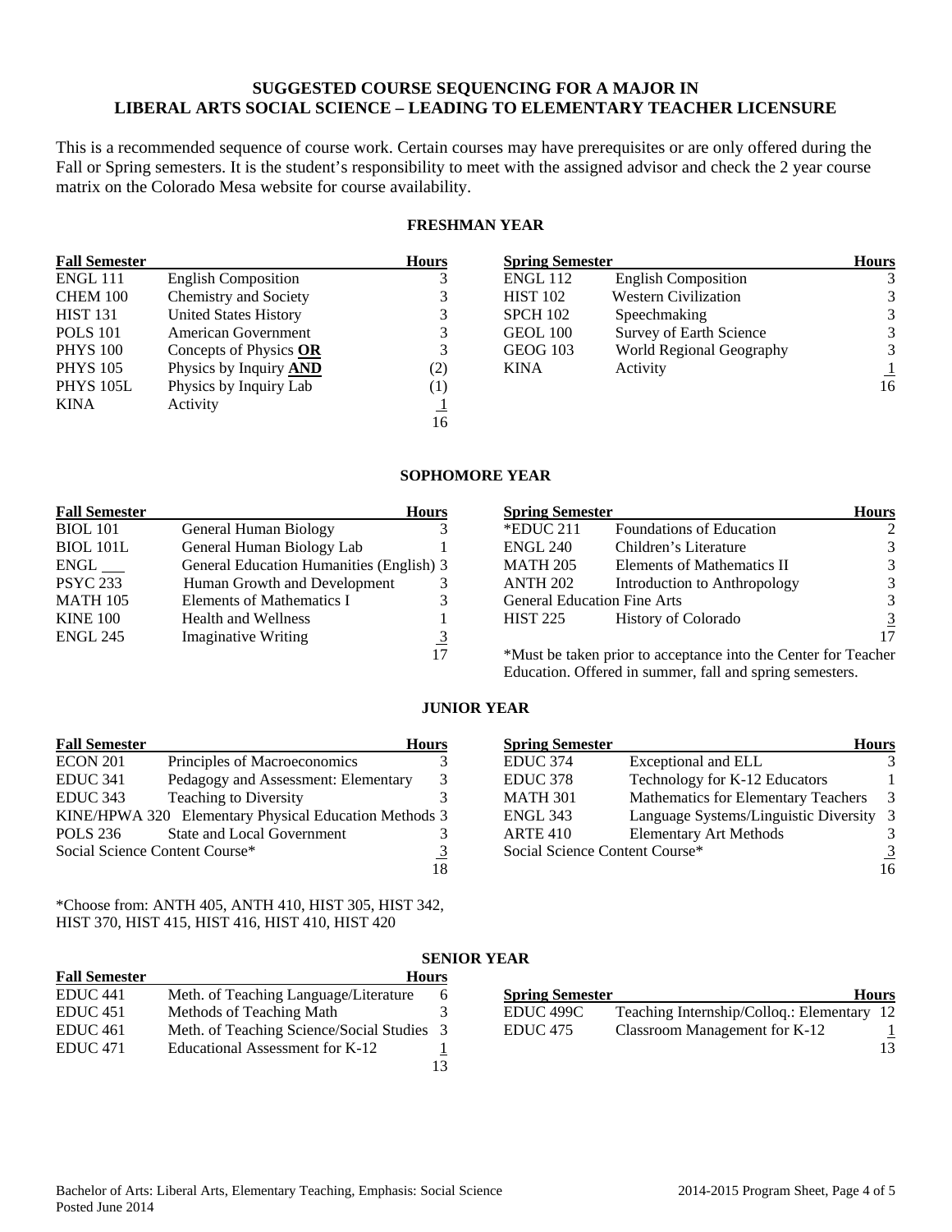## SUGGESTED COURSE SEQUENCING FOR A MAJOR IN LIBERAL ARTS SOCIAL SCIENCE – LEADING TO ELEMENTARY TEACHER LICENSURE

This is a recommended sequence of course work. Certain courses may have prerequisites or are only offered during the Fall or Spring semesters. It is the student's responsibility to meet with the assigned advisor and check the 2 year course matrix on the Colorado Mesa website for course availability.

### FRESHMAN YEAR

| Fall Semester | | Hours |
|---|---|---|
| ENGL 111 | English Composition | 3 |
| CHEM 100 | Chemistry and Society | 3 |
| HIST 131 | United States History | 3 |
| POLS 101 | American Government | 3 |
| PHYS 100 | Concepts of Physics **OR** | 3 |
| PHYS 105 | Physics by Inquiry **AND** | (2) |
| PHYS 105L | Physics by Inquiry Lab | (1) |
| KINA | Activity | 1 |
| | | 16 |

| Spring Semester | | Hours |
|---|---|---|
| ENGL 112 | English Composition | 3 |
| HIST 102 | Western Civilization | 3 |
| SPCH 102 | Speechmaking | 3 |
| GEOL 100 | Survey of Earth Science | 3 |
| GEOG 103 | World Regional Geography | 3 |
| KINA | Activity | 1 |
| | | 16 |

### SOPHOMORE YEAR

| Fall Semester | | Hours |
|---|---|---|
| BIOL 101 | General Human Biology | 3 |
| BIOL 101L | General Human Biology Lab | 1 |
| ENGL ___ | General Education Humanities (English) | 3 |
| PSYC 233 | Human Growth and Development | 3 |
| MATH 105 | Elements of Mathematics I | 3 |
| KINE 100 | Health and Wellness | 1 |
| ENGL 245 | Imaginative Writing | 3 |
| | | 17 |

| Spring Semester | | Hours |
|---|---|---|
| *EDUC 211 | Foundations of Education | 2 |
| ENGL 240 | Children's Literature | 3 |
| MATH 205 | Elements of Mathematics II | 3 |
| ANTH 202 | Introduction to Anthropology | 3 |
| General Education Fine Arts | | 3 |
| HIST 225 | History of Colorado | 3 |
| | | 17 |

*Must be taken prior to acceptance into the Center for Teacher Education. Offered in summer, fall and spring semesters.

### JUNIOR YEAR

| Fall Semester | | Hours |
|---|---|---|
| ECON 201 | Principles of Macroeconomics | 3 |
| EDUC 341 | Pedagogy and Assessment: Elementary | 3 |
| EDUC 343 | Teaching to Diversity | 3 |
| KINE/HPWA 320 | Elementary Physical Education Methods | 3 |
| POLS 236 | State and Local Government | 3 |
| Social Science Content Course* | | 3 |
| | | 18 |

| Spring Semester | | Hours |
|---|---|---|
| EDUC 374 | Exceptional and ELL | 3 |
| EDUC 378 | Technology for K-12 Educators | 1 |
| MATH 301 | Mathematics for Elementary Teachers | 3 |
| ENGL 343 | Language Systems/Linguistic Diversity | 3 |
| ARTE 410 | Elementary Art Methods | 3 |
| Social Science Content Course* | | 3 |
| | | 16 |

*Choose from: ANTH 405, ANTH 410, HIST 305, HIST 342, HIST 370, HIST 415, HIST 416, HIST 410, HIST 420

### SENIOR YEAR

| Fall Semester | | Hours |
|---|---|---|
| EDUC 441 | Meth. of Teaching Language/Literature | 6 |
| EDUC 451 | Methods of Teaching Math | 3 |
| EDUC 461 | Meth. of Teaching Science/Social Studies | 3 |
| EDUC 471 | Educational Assessment for K-12 | 1 |
| | | 13 |

| Spring Semester | | Hours |
|---|---|---|
| EDUC 499C | Teaching Internship/Colloq.: Elementary | 12 |
| EDUC 475 | Classroom Management for K-12 | 1 |
| | | 13 |

Bachelor of Arts: Liberal Arts, Elementary Teaching, Emphasis: Social Science
Posted June 2014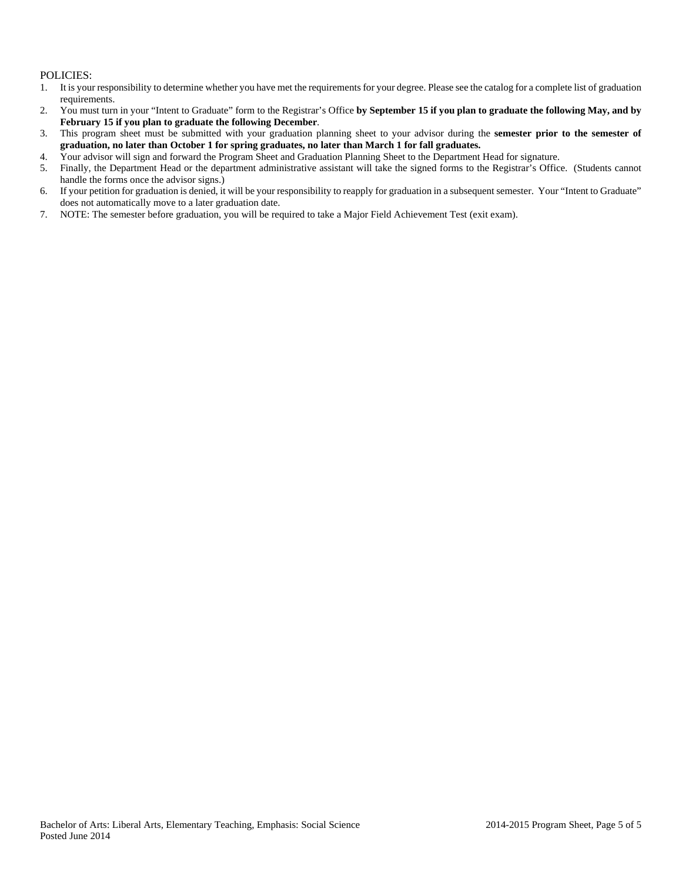POLICIES:

1. It is your responsibility to determine whether you have met the requirements for your degree. Please see the catalog for a complete list of graduation requirements.
2. You must turn in your "Intent to Graduate" form to the Registrar's Office **by September 15 if you plan to graduate the following May, and by February 15 if you plan to graduate the following December**.
3. This program sheet must be submitted with your graduation planning sheet to your advisor during the **semester prior to the semester of graduation, no later than October 1 for spring graduates, no later than March 1 for fall graduates.**
4. Your advisor will sign and forward the Program Sheet and Graduation Planning Sheet to the Department Head for signature.
5. Finally, the Department Head or the department administrative assistant will take the signed forms to the Registrar's Office. (Students cannot handle the forms once the advisor signs.)
6. If your petition for graduation is denied, it will be your responsibility to reapply for graduation in a subsequent semester. Your "Intent to Graduate" does not automatically move to a later graduation date.
7. NOTE: The semester before graduation, you will be required to take a Major Field Achievement Test (exit exam).